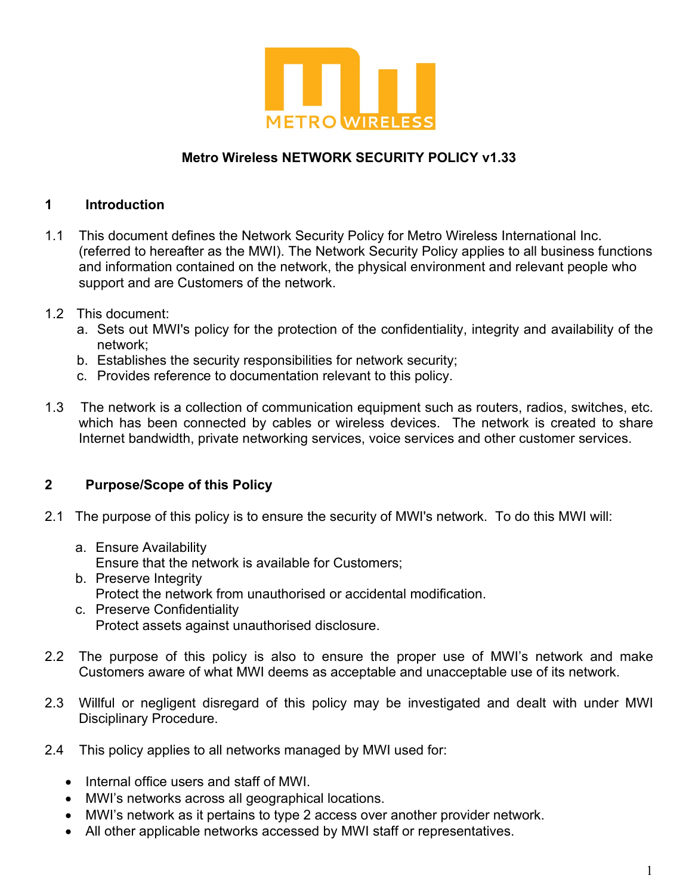# Metro Wireless NETWORK SECURITY POLICY v1.33

## 1 Introduction

1.1 This document defines the Network Security Policy for Metro Wireless International Inc. (referred to hereafter as the MWI). The Network Security Policy applies to all business functions and information contained on the network, the physical environment and relevant people who support and are Customers of the network.

1.2 This document:

a. Sets out MWI's policy for the protection of the confidentiality, integrity and availability of the network;
b. Establishes the security responsibilities for network security;
c. Provides reference to documentation relevant to this policy.

1.3 The network is a collection of communication equipment such as routers, radios, switches, etc. which has been connected by cables or wireless devices. The network is created to share Internet bandwidth, private networking services, voice services and other customer services.

## 2 Purpose/Scope of this Policy

2.1 The purpose of this policy is to ensure the security of MWI's network. To do this MWI will:

a. Ensure Availability
   Ensure that the network is available for Customers;
b. Preserve Integrity
   Protect the network from unauthorised or accidental modification.
c. Preserve Confidentiality
   Protect assets against unauthorised disclosure.

2.2 The purpose of this policy is also to ensure the proper use of MWI's network and make Customers aware of what MWI deems as acceptable and unacceptable use of its network.

2.3 Willful or negligent disregard of this policy may be investigated and dealt with under MWI Disciplinary Procedure.

2.4 This policy applies to all networks managed by MWI used for:

- Internal office users and staff of MWI.
- MWI's networks across all geographical locations.
- MWI's network as it pertains to type 2 access over another provider network.
- All other applicable networks accessed by MWI staff or representatives.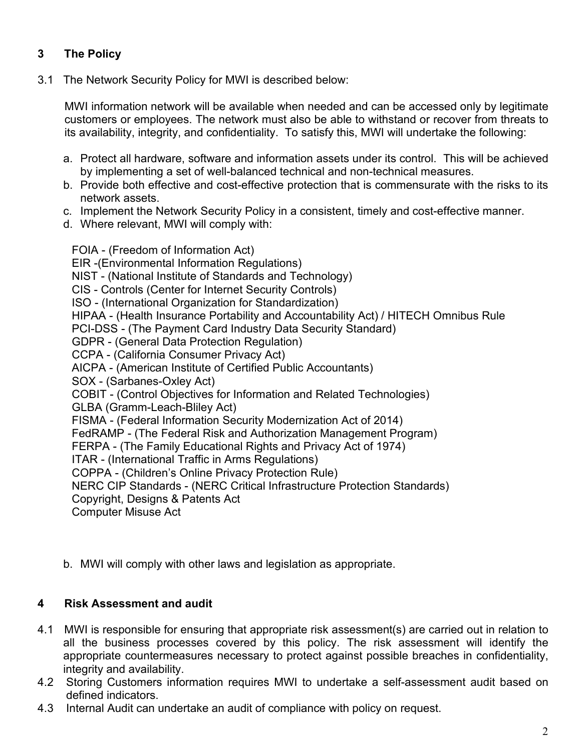## 3 The Policy

3.1 The Network Security Policy for MWI is described below:

MWI information network will be available when needed and can be accessed only by legitimate customers or employees. The network must also be able to withstand or recover from threats to its availability, integrity, and confidentiality. To satisfy this, MWI will undertake the following:

a. Protect all hardware, software and information assets under its control. This will be achieved by implementing a set of well-balanced technical and non-technical measures.
b. Provide both effective and cost-effective protection that is commensurate with the risks to its network assets.
c. Implement the Network Security Policy in a consistent, timely and cost-effective manner.
d. Where relevant, MWI will comply with:

FOIA - (Freedom of Information Act)
EIR -(Environmental Information Regulations)
NIST - (National Institute of Standards and Technology)
CIS - Controls (Center for Internet Security Controls)
ISO - (International Organization for Standardization)
HIPAA - (Health Insurance Portability and Accountability Act) / HITECH Omnibus Rule
PCI-DSS - (The Payment Card Industry Data Security Standard)
GDPR - (General Data Protection Regulation)
CCPA - (California Consumer Privacy Act)
AICPA - (American Institute of Certified Public Accountants)
SOX - (Sarbanes-Oxley Act)
COBIT - (Control Objectives for Information and Related Technologies)
GLBA (Gramm-Leach-Bliley Act)
FISMA - (Federal Information Security Modernization Act of 2014)
FedRAMP - (The Federal Risk and Authorization Management Program)
FERPA - (The Family Educational Rights and Privacy Act of 1974)
ITAR - (International Traffic in Arms Regulations)
COPPA - (Children's Online Privacy Protection Rule)
NERC CIP Standards - (NERC Critical Infrastructure Protection Standards)
Copyright, Designs & Patents Act
Computer Misuse Act

b. MWI will comply with other laws and legislation as appropriate.

## 4 Risk Assessment and audit

4.1 MWI is responsible for ensuring that appropriate risk assessment(s) are carried out in relation to all the business processes covered by this policy. The risk assessment will identify the appropriate countermeasures necessary to protect against possible breaches in confidentiality, integrity and availability.

4.2 Storing Customers information requires MWI to undertake a self-assessment audit based on defined indicators.

4.3 Internal Audit can undertake an audit of compliance with policy on request.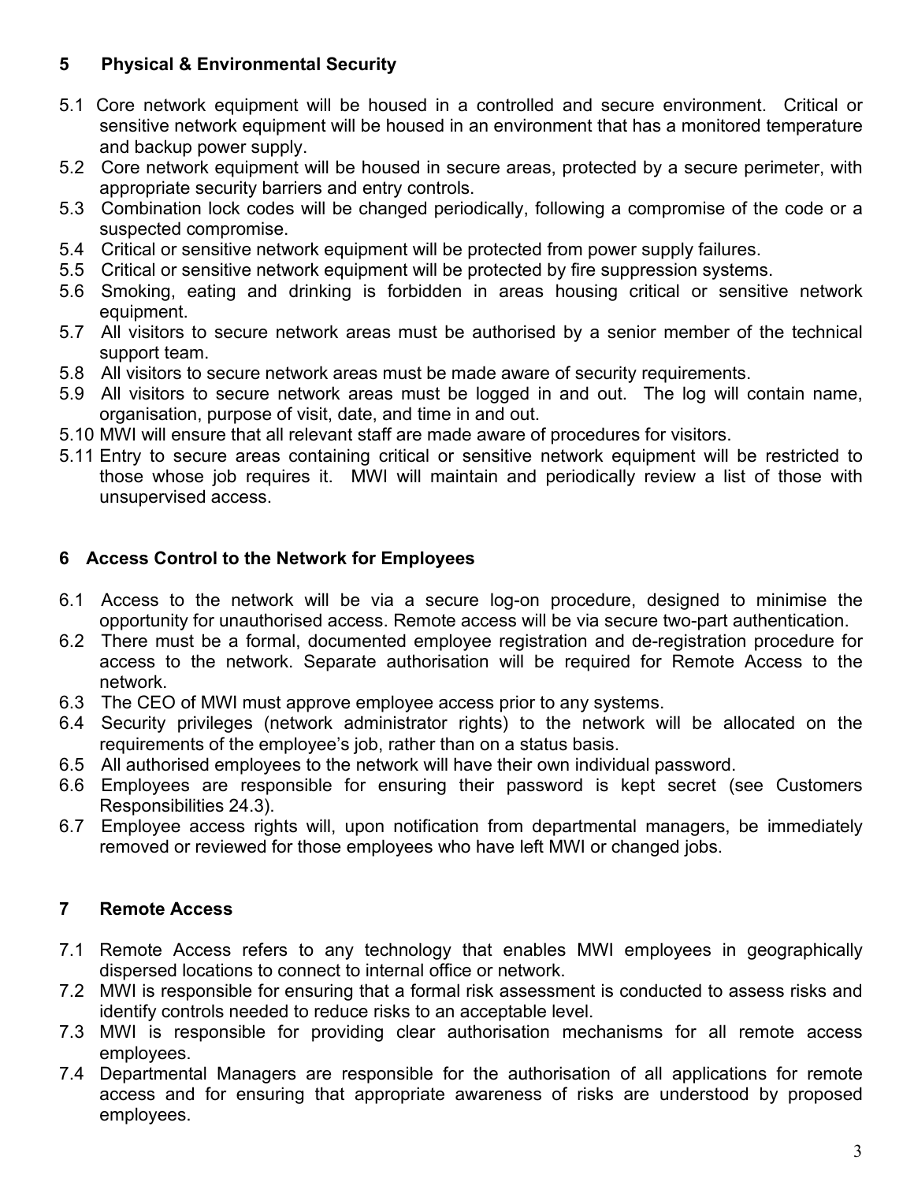## 5 Physical & Environmental Security

5.1 Core network equipment will be housed in a controlled and secure environment. Critical or sensitive network equipment will be housed in an environment that has a monitored temperature and backup power supply.

5.2 Core network equipment will be housed in secure areas, protected by a secure perimeter, with appropriate security barriers and entry controls.

5.3 Combination lock codes will be changed periodically, following a compromise of the code or a suspected compromise.

5.4 Critical or sensitive network equipment will be protected from power supply failures.

5.5 Critical or sensitive network equipment will be protected by fire suppression systems.

5.6 Smoking, eating and drinking is forbidden in areas housing critical or sensitive network equipment.

5.7 All visitors to secure network areas must be authorised by a senior member of the technical support team.

5.8 All visitors to secure network areas must be made aware of security requirements.

5.9 All visitors to secure network areas must be logged in and out. The log will contain name, organisation, purpose of visit, date, and time in and out.

5.10 MWI will ensure that all relevant staff are made aware of procedures for visitors.

5.11 Entry to secure areas containing critical or sensitive network equipment will be restricted to those whose job requires it. MWI will maintain and periodically review a list of those with unsupervised access.

## 6 Access Control to the Network for Employees

6.1 Access to the network will be via a secure log-on procedure, designed to minimise the opportunity for unauthorised access. Remote access will be via secure two-part authentication.

6.2 There must be a formal, documented employee registration and de-registration procedure for access to the network. Separate authorisation will be required for Remote Access to the network.

6.3 The CEO of MWI must approve employee access prior to any systems.

6.4 Security privileges (network administrator rights) to the network will be allocated on the requirements of the employee's job, rather than on a status basis.

6.5 All authorised employees to the network will have their own individual password.

6.6 Employees are responsible for ensuring their password is kept secret (see Customers Responsibilities 24.3).

6.7 Employee access rights will, upon notification from departmental managers, be immediately removed or reviewed for those employees who have left MWI or changed jobs.

## 7 Remote Access

7.1 Remote Access refers to any technology that enables MWI employees in geographically dispersed locations to connect to internal office or network.

7.2 MWI is responsible for ensuring that a formal risk assessment is conducted to assess risks and identify controls needed to reduce risks to an acceptable level.

7.3 MWI is responsible for providing clear authorisation mechanisms for all remote access employees.

7.4 Departmental Managers are responsible for the authorisation of all applications for remote access and for ensuring that appropriate awareness of risks are understood by proposed employees.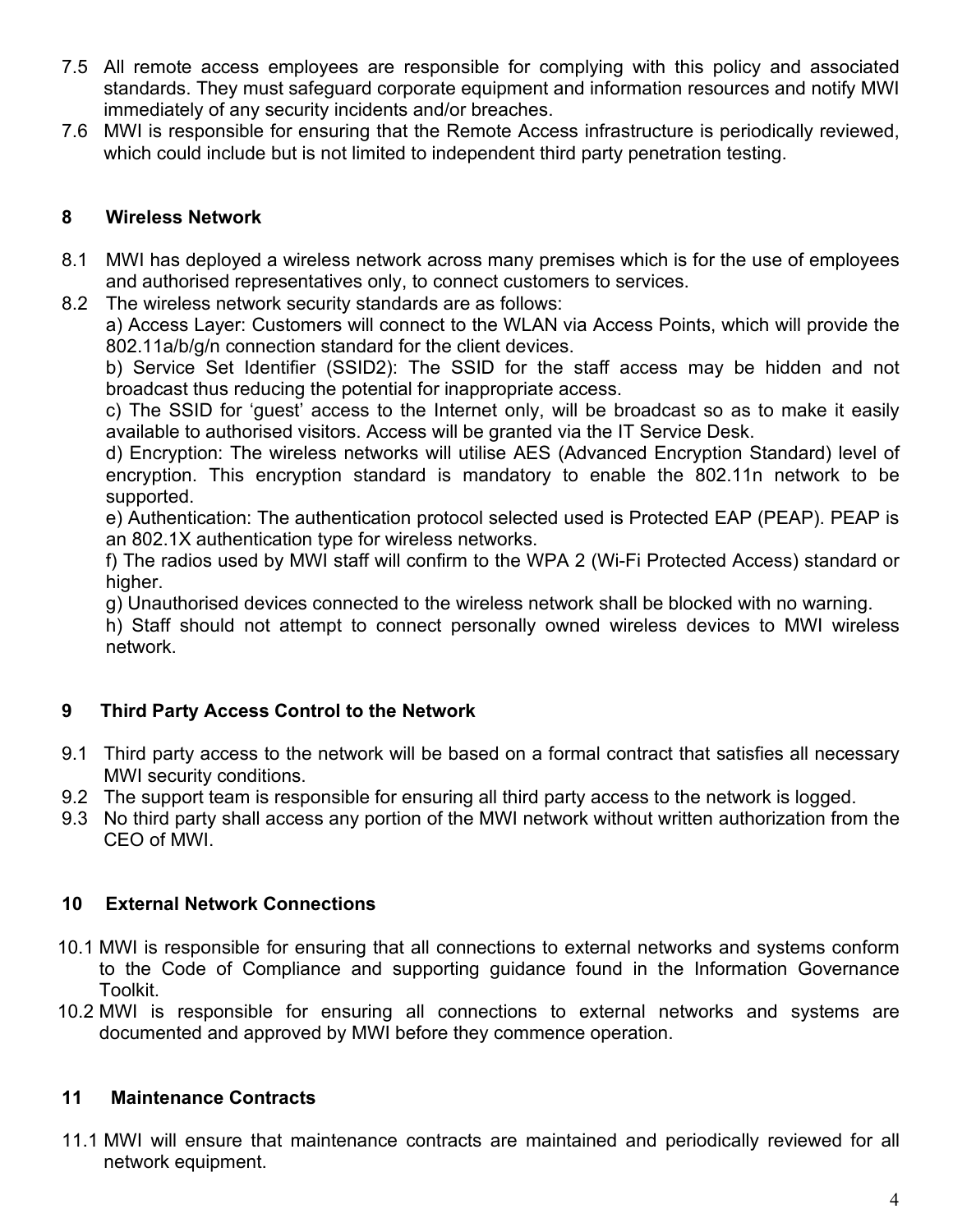7.5 All remote access employees are responsible for complying with this policy and associated standards. They must safeguard corporate equipment and information resources and notify MWI immediately of any security incidents and/or breaches.

7.6 MWI is responsible for ensuring that the Remote Access infrastructure is periodically reviewed, which could include but is not limited to independent third party penetration testing.

## 8 Wireless Network

8.1 MWI has deployed a wireless network across many premises which is for the use of employees and authorised representatives only, to connect customers to services.

8.2 The wireless network security standards are as follows:

a) Access Layer: Customers will connect to the WLAN via Access Points, which will provide the 802.11a/b/g/n connection standard for the client devices.

b) Service Set Identifier (SSID2): The SSID for the staff access may be hidden and not broadcast thus reducing the potential for inappropriate access.

c) The SSID for 'guest' access to the Internet only, will be broadcast so as to make it easily available to authorised visitors. Access will be granted via the IT Service Desk.

d) Encryption: The wireless networks will utilise AES (Advanced Encryption Standard) level of encryption. This encryption standard is mandatory to enable the 802.11n network to be supported.

e) Authentication: The authentication protocol selected used is Protected EAP (PEAP). PEAP is an 802.1X authentication type for wireless networks.

f) The radios used by MWI staff will confirm to the WPA 2 (Wi-Fi Protected Access) standard or higher.

g) Unauthorised devices connected to the wireless network shall be blocked with no warning.

h) Staff should not attempt to connect personally owned wireless devices to MWI wireless network.

## 9 Third Party Access Control to the Network

9.1 Third party access to the network will be based on a formal contract that satisfies all necessary MWI security conditions.

9.2 The support team is responsible for ensuring all third party access to the network is logged.

9.3 No third party shall access any portion of the MWI network without written authorization from the CEO of MWI.

## 10 External Network Connections

10.1 MWI is responsible for ensuring that all connections to external networks and systems conform to the Code of Compliance and supporting guidance found in the Information Governance Toolkit.

10.2 MWI is responsible for ensuring all connections to external networks and systems are documented and approved by MWI before they commence operation.

## 11 Maintenance Contracts

11.1 MWI will ensure that maintenance contracts are maintained and periodically reviewed for all network equipment.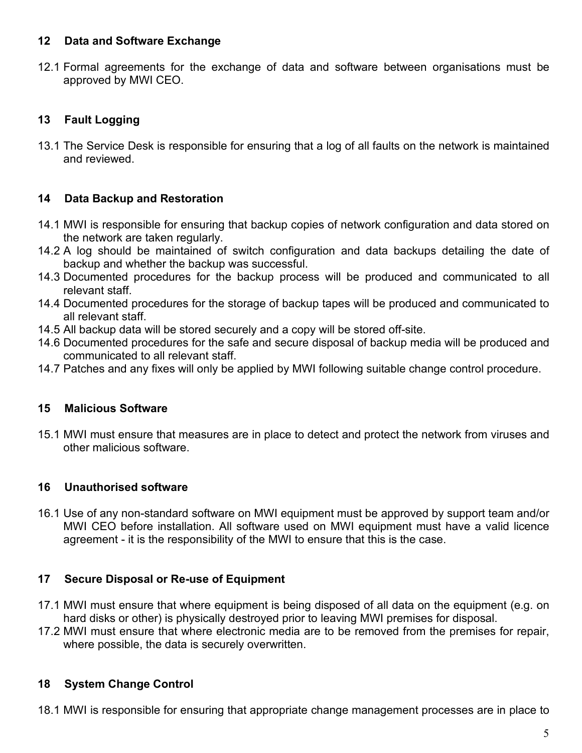## 12 Data and Software Exchange

12.1 Formal agreements for the exchange of data and software between organisations must be approved by MWI CEO.

## 13 Fault Logging

13.1 The Service Desk is responsible for ensuring that a log of all faults on the network is maintained and reviewed.

## 14 Data Backup and Restoration

14.1 MWI is responsible for ensuring that backup copies of network configuration and data stored on the network are taken regularly.
14.2 A log should be maintained of switch configuration and data backups detailing the date of backup and whether the backup was successful.
14.3 Documented procedures for the backup process will be produced and communicated to all relevant staff.
14.4 Documented procedures for the storage of backup tapes will be produced and communicated to all relevant staff.
14.5 All backup data will be stored securely and a copy will be stored off-site.
14.6 Documented procedures for the safe and secure disposal of backup media will be produced and communicated to all relevant staff.
14.7 Patches and any fixes will only be applied by MWI following suitable change control procedure.

## 15 Malicious Software

15.1 MWI must ensure that measures are in place to detect and protect the network from viruses and other malicious software.

## 16 Unauthorised software

16.1 Use of any non-standard software on MWI equipment must be approved by support team and/or MWI CEO before installation. All software used on MWI equipment must have a valid licence agreement - it is the responsibility of the MWI to ensure that this is the case.

## 17 Secure Disposal or Re-use of Equipment

17.1 MWI must ensure that where equipment is being disposed of all data on the equipment (e.g. on hard disks or other) is physically destroyed prior to leaving MWI premises for disposal.
17.2 MWI must ensure that where electronic media are to be removed from the premises for repair, where possible, the data is securely overwritten.

## 18 System Change Control

18.1 MWI is responsible for ensuring that appropriate change management processes are in place to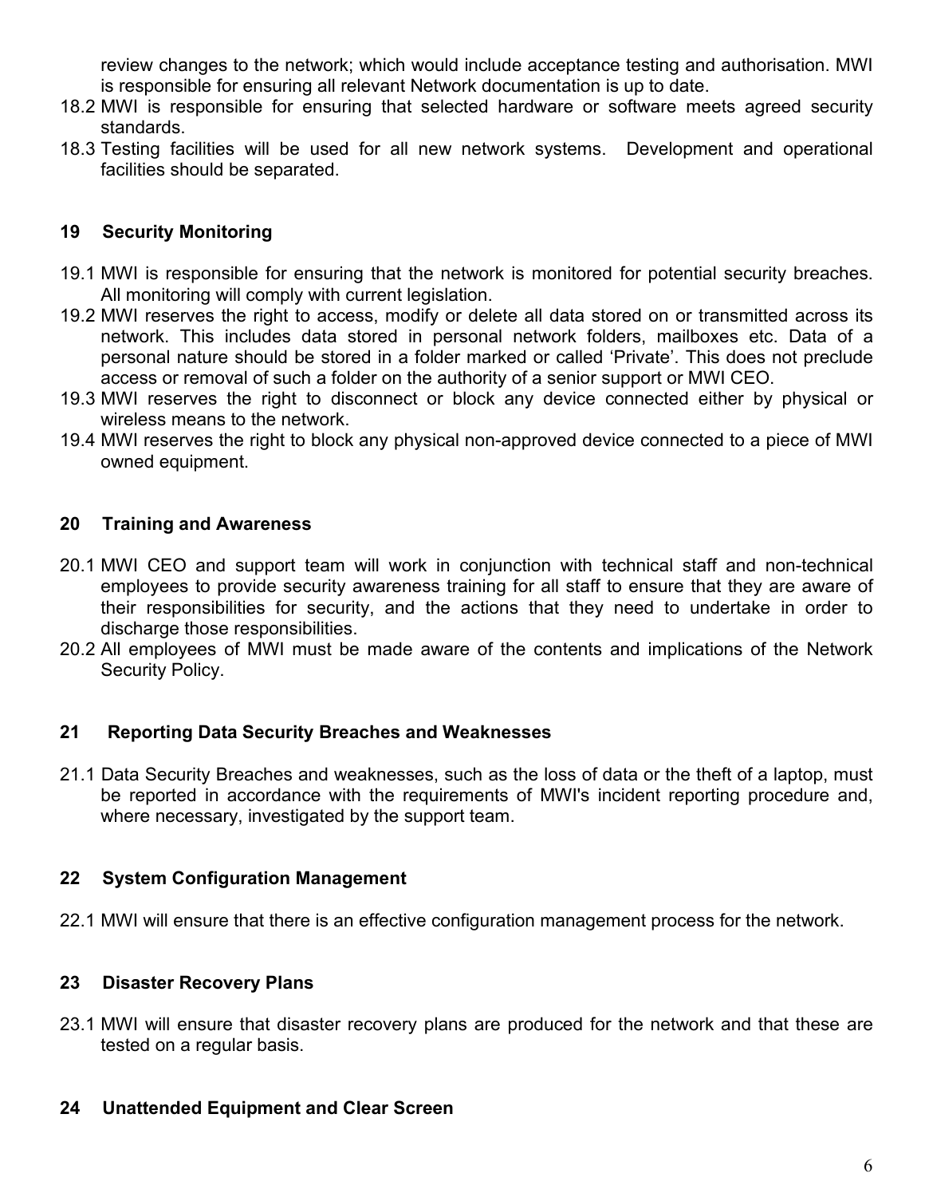review changes to the network; which would include acceptance testing and authorisation. MWI is responsible for ensuring all relevant Network documentation is up to date.

18.2 MWI is responsible for ensuring that selected hardware or software meets agreed security standards.

18.3 Testing facilities will be used for all new network systems. Development and operational facilities should be separated.

## 19 Security Monitoring

19.1 MWI is responsible for ensuring that the network is monitored for potential security breaches. All monitoring will comply with current legislation.

19.2 MWI reserves the right to access, modify or delete all data stored on or transmitted across its network. This includes data stored in personal network folders, mailboxes etc. Data of a personal nature should be stored in a folder marked or called 'Private'. This does not preclude access or removal of such a folder on the authority of a senior support or MWI CEO.

19.3 MWI reserves the right to disconnect or block any device connected either by physical or wireless means to the network.

19.4 MWI reserves the right to block any physical non-approved device connected to a piece of MWI owned equipment.

## 20 Training and Awareness

20.1 MWI CEO and support team will work in conjunction with technical staff and non-technical employees to provide security awareness training for all staff to ensure that they are aware of their responsibilities for security, and the actions that they need to undertake in order to discharge those responsibilities.

20.2 All employees of MWI must be made aware of the contents and implications of the Network Security Policy.

## 21 Reporting Data Security Breaches and Weaknesses

21.1 Data Security Breaches and weaknesses, such as the loss of data or the theft of a laptop, must be reported in accordance with the requirements of MWI's incident reporting procedure and, where necessary, investigated by the support team.

## 22 System Configuration Management

22.1 MWI will ensure that there is an effective configuration management process for the network.

## 23 Disaster Recovery Plans

23.1 MWI will ensure that disaster recovery plans are produced for the network and that these are tested on a regular basis.

## 24 Unattended Equipment and Clear Screen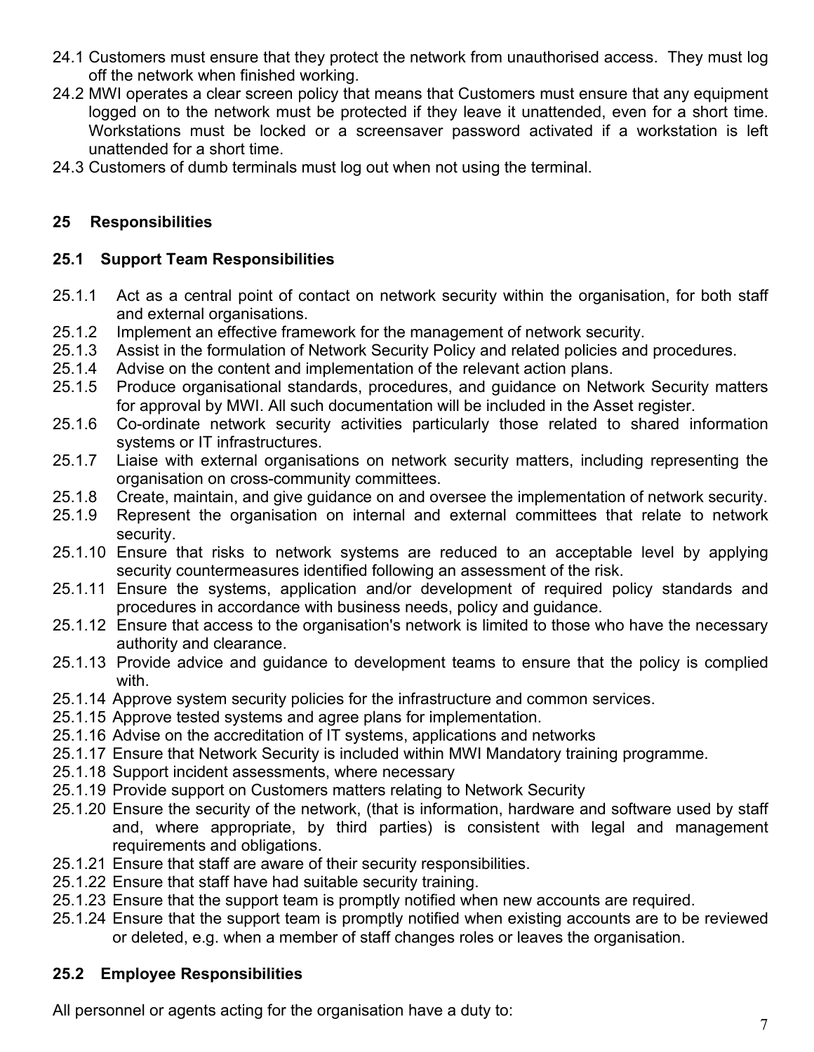24.1 Customers must ensure that they protect the network from unauthorised access. They must log off the network when finished working.

24.2 MWI operates a clear screen policy that means that Customers must ensure that any equipment logged on to the network must be protected if they leave it unattended, even for a short time. Workstations must be locked or a screensaver password activated if a workstation is left unattended for a short time.

24.3 Customers of dumb terminals must log out when not using the terminal.

## 25 Responsibilities

### 25.1 Support Team Responsibilities

25.1.1 Act as a central point of contact on network security within the organisation, for both staff and external organisations.

25.1.2 Implement an effective framework for the management of network security.

25.1.3 Assist in the formulation of Network Security Policy and related policies and procedures.

25.1.4 Advise on the content and implementation of the relevant action plans.

25.1.5 Produce organisational standards, procedures, and guidance on Network Security matters for approval by MWI. All such documentation will be included in the Asset register.

25.1.6 Co-ordinate network security activities particularly those related to shared information systems or IT infrastructures.

25.1.7 Liaise with external organisations on network security matters, including representing the organisation on cross-community committees.

25.1.8 Create, maintain, and give guidance on and oversee the implementation of network security.

25.1.9 Represent the organisation on internal and external committees that relate to network security.

25.1.10 Ensure that risks to network systems are reduced to an acceptable level by applying security countermeasures identified following an assessment of the risk.

25.1.11 Ensure the systems, application and/or development of required policy standards and procedures in accordance with business needs, policy and guidance.

25.1.12 Ensure that access to the organisation's network is limited to those who have the necessary authority and clearance.

25.1.13 Provide advice and guidance to development teams to ensure that the policy is complied with.

25.1.14 Approve system security policies for the infrastructure and common services.

25.1.15 Approve tested systems and agree plans for implementation.

25.1.16 Advise on the accreditation of IT systems, applications and networks

25.1.17 Ensure that Network Security is included within MWI Mandatory training programme.

25.1.18 Support incident assessments, where necessary

25.1.19 Provide support on Customers matters relating to Network Security

25.1.20 Ensure the security of the network, (that is information, hardware and software used by staff and, where appropriate, by third parties) is consistent with legal and management requirements and obligations.

25.1.21 Ensure that staff are aware of their security responsibilities.

25.1.22 Ensure that staff have had suitable security training.

25.1.23 Ensure that the support team is promptly notified when new accounts are required.

25.1.24 Ensure that the support team is promptly notified when existing accounts are to be reviewed or deleted, e.g. when a member of staff changes roles or leaves the organisation.

### 25.2 Employee Responsibilities

All personnel or agents acting for the organisation have a duty to: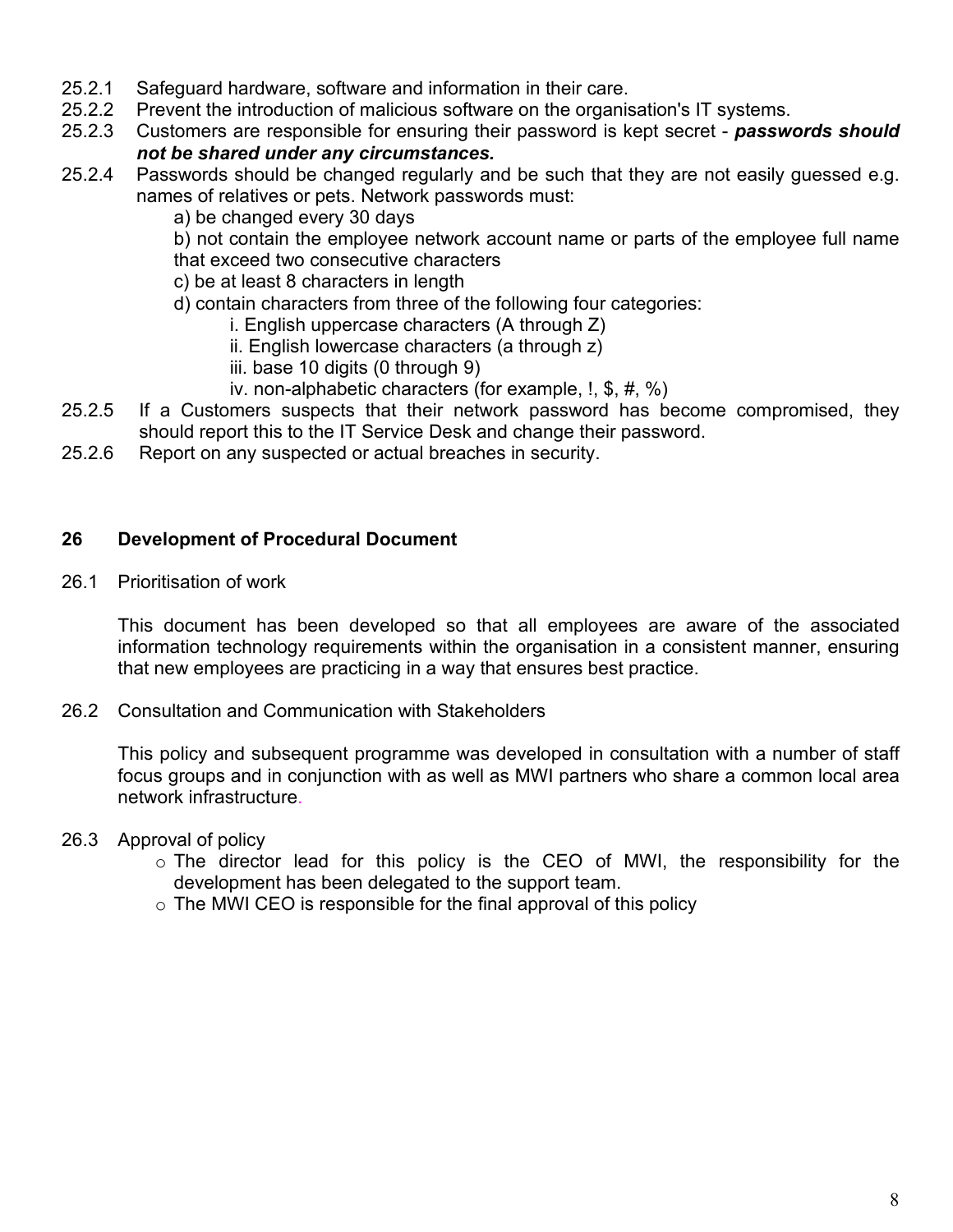25.2.1 Safeguard hardware, software and information in their care.

25.2.2 Prevent the introduction of malicious software on the organisation's IT systems.

25.2.3 Customers are responsible for ensuring their password is kept secret - ***passwords should not be shared under any circumstances.***

25.2.4 Passwords should be changed regularly and be such that they are not easily guessed e.g. names of relatives or pets. Network passwords must:

a) be changed every 30 days

b) not contain the employee network account name or parts of the employee full name that exceed two consecutive characters

c) be at least 8 characters in length

d) contain characters from three of the following four categories:

i. English uppercase characters (A through Z)

ii. English lowercase characters (a through z)

iii. base 10 digits (0 through 9)

iv. non-alphabetic characters (for example, !, $, #, %)

25.2.5 If a Customers suspects that their network password has become compromised, they should report this to the IT Service Desk and change their password.

25.2.6 Report on any suspected or actual breaches in security.

## 26 Development of Procedural Document

26.1 Prioritisation of work

This document has been developed so that all employees are aware of the associated information technology requirements within the organisation in a consistent manner, ensuring that new employees are practicing in a way that ensures best practice.

26.2 Consultation and Communication with Stakeholders

This policy and subsequent programme was developed in consultation with a number of staff focus groups and in conjunction with as well as MWI partners who share a common local area network infrastructure.

26.3 Approval of policy

- The director lead for this policy is the CEO of MWI, the responsibility for the development has been delegated to the support team.
- The MWI CEO is responsible for the final approval of this policy